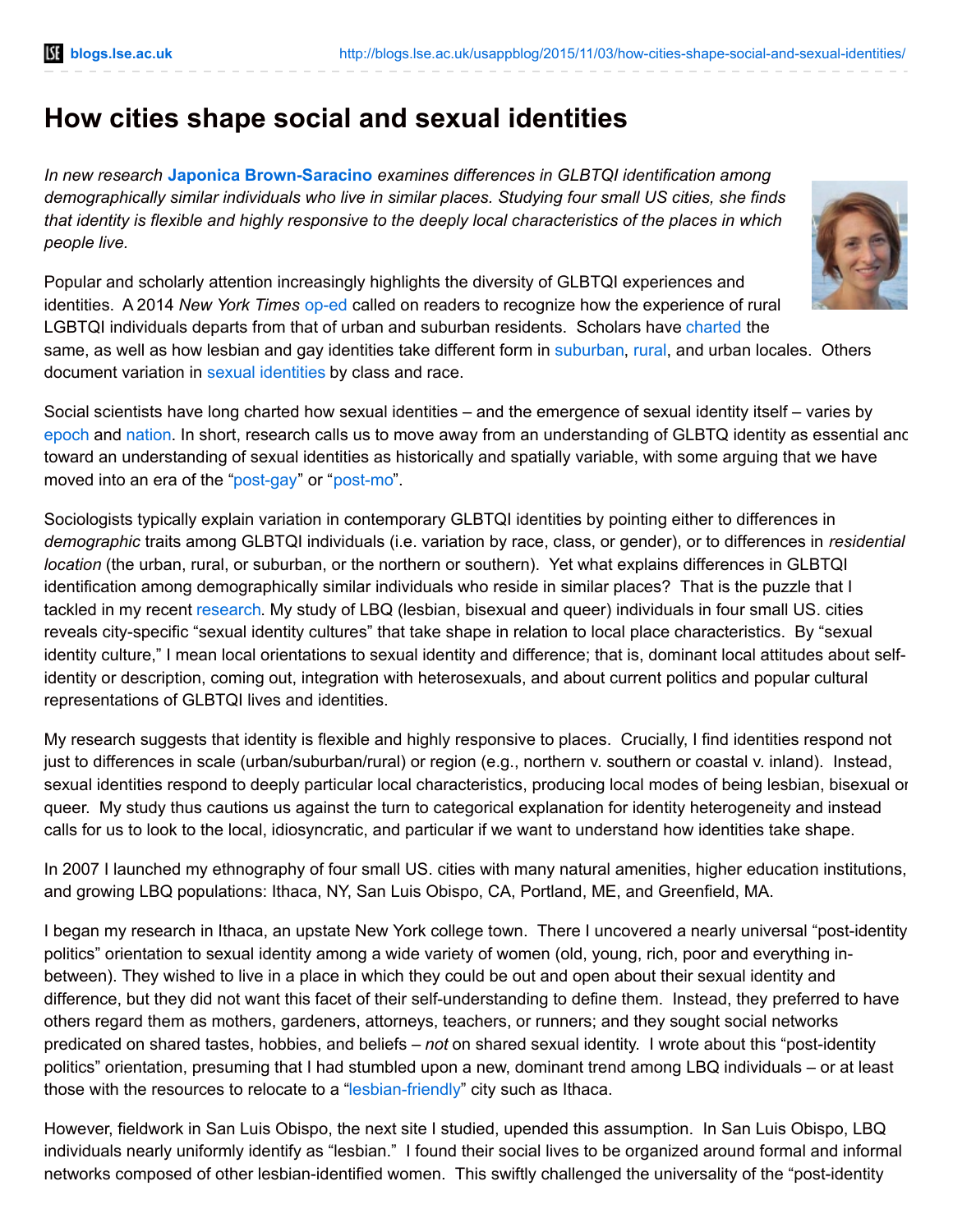# How cities shape social and sexual identities

*In new research* **Japonica Brown-Saracino** *examines differences in GLBTQI identification among demographically similar individuals who live in similar places. Studying four small US cities, she finds that identity is flexible and highly responsive to the deeply local characteristics of the places in which people live.*

Popular and scholarly attention increasingly highlights the diversity of GLBTQI experiences and identities. A 2014 *New York Times* op-ed called on readers to recognize how the experience of rural LGBTQI individuals departs from that of urban and suburban residents. Scholars have charted the same, as well as how lesbian and gay identities take different form in suburban, rural, and urban locales. Others document variation in sexual identities by class and race.

Social scientists have long charted how sexual identities – and the emergence of sexual identity itself – varies by epoch and nation. In short, research calls us to move away from an understanding of GLBTQ identity as essential and toward an understanding of sexual identities as historically and spatially variable, with some arguing that we have moved into an era of the "post-gay" or "post-mo".

Sociologists typically explain variation in contemporary GLBTQI identities by pointing either to differences in *demographic* traits among GLBTQI individuals (i.e. variation by race, class, or gender), or to differences in *residential location* (the urban, rural, or suburban, or the northern or southern). Yet what explains differences in GLBTQI identification among demographically similar individuals who reside in similar places? That is the puzzle that I tackled in my recent research. My study of LBQ (lesbian, bisexual and queer) individuals in four small US. cities reveals city-specific "sexual identity cultures" that take shape in relation to local place characteristics. By "sexual identity culture," I mean local orientations to sexual identity and difference; that is, dominant local attitudes about self-identity or description, coming out, integration with heterosexuals, and about current politics and popular cultural representations of GLBTQI lives and identities.

My research suggests that identity is flexible and highly responsive to places. Crucially, I find identities respond not just to differences in scale (urban/suburban/rural) or region (e.g., northern v. southern or coastal v. inland). Instead, sexual identities respond to deeply particular local characteristics, producing local modes of being lesbian, bisexual or queer. My study thus cautions us against the turn to categorical explanation for identity heterogeneity and instead calls for us to look to the local, idiosyncratic, and particular if we want to understand how identities take shape.

In 2007 I launched my ethnography of four small US. cities with many natural amenities, higher education institutions, and growing LBQ populations: Ithaca, NY, San Luis Obispo, CA, Portland, ME, and Greenfield, MA.

I began my research in Ithaca, an upstate New York college town. There I uncovered a nearly universal "post-identity politics" orientation to sexual identity among a wide variety of women (old, young, rich, poor and everything in-between). They wished to live in a place in which they could be out and open about their sexual identity and difference, but they did not want this facet of their self-understanding to define them. Instead, they preferred to have others regard them as mothers, gardeners, attorneys, teachers, or runners; and they sought social networks predicated on shared tastes, hobbies, and beliefs – *not* on shared sexual identity. I wrote about this "post-identity politics" orientation, presuming that I had stumbled upon a new, dominant trend among LBQ individuals – or at least those with the resources to relocate to a "lesbian-friendly" city such as Ithaca.

However, fieldwork in San Luis Obispo, the next site I studied, upended this assumption. In San Luis Obispo, LBQ individuals nearly uniformly identify as "lesbian." I found their social lives to be organized around formal and informal networks composed of other lesbian-identified women. This swiftly challenged the universality of the "post-identity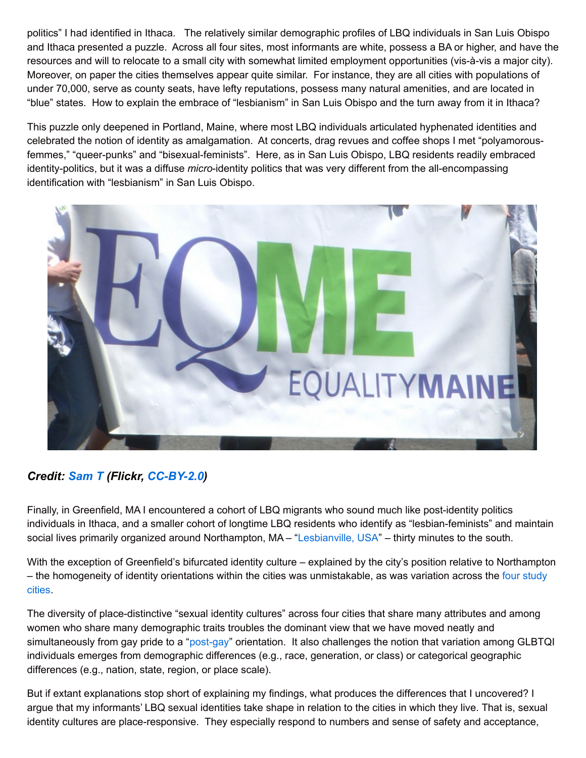politics" I had identified in Ithaca. The relatively similar demographic profiles of LBQ individuals in San Luis Obispo and Ithaca presented a puzzle. Across all four sites, most informants are white, possess a BA or higher, and have the resources and will to relocate to a small city with somewhat limited employment opportunities (vis-à-vis a major city). Moreover, on paper the cities themselves appear quite similar. For instance, they are all cities with populations of under 70,000, serve as county seats, have lefty reputations, possess many natural amenities, and are located in "blue" states. How to explain the embrace of "lesbianism" in San Luis Obispo and the turn away from it in Ithaca?

This puzzle only deepened in Portland, Maine, where most LBQ individuals articulated hyphenated identities and celebrated the notion of identity as amalgamation. At concerts, drag revues and coffee shops I met "polyamorous-femmes," "queer-punks" and "bisexual-feminists". Here, as in San Luis Obispo, LBQ residents readily embraced identity-politics, but it was a diffuse *micro*-identity politics that was very different from the all-encompassing identification with "lesbianism" in San Luis Obispo.

***Credit: Sam T (Flickr, CC-BY-2.0)***

Finally, in Greenfield, MA I encountered a cohort of LBQ migrants who sound much like post-identity politics individuals in Ithaca, and a smaller cohort of longtime LBQ residents who identify as "lesbian-feminists" and maintain social lives primarily organized around Northampton, MA – "Lesbianville, USA" – thirty minutes to the south.

With the exception of Greenfield's bifurcated identity culture – explained by the city's position relative to Northampton – the homogeneity of identity orientations within the cities was unmistakable, as was variation across the four study cities.

The diversity of place-distinctive "sexual identity cultures" across four cities that share many attributes and among women who share many demographic traits troubles the dominant view that we have moved neatly and simultaneously from gay pride to a "post-gay" orientation. It also challenges the notion that variation among GLBTQI individuals emerges from demographic differences (e.g., race, generation, or class) or categorical geographic differences (e.g., nation, state, region, or place scale).

But if extant explanations stop short of explaining my findings, what produces the differences that I uncovered? I argue that my informants' LBQ sexual identities take shape in relation to the cities in which they live. That is, sexual identity cultures are place-responsive. They especially respond to numbers and sense of safety and acceptance,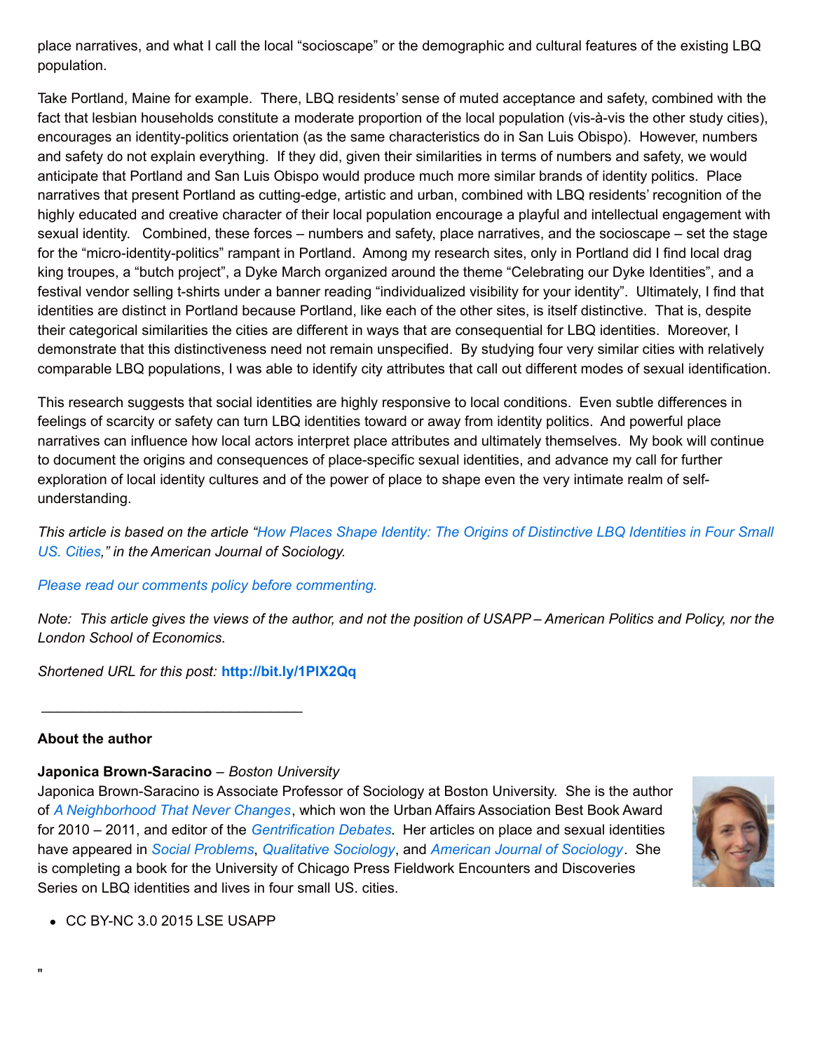place narratives, and what I call the local "socioscape" or the demographic and cultural features of the existing LBQ population.

Take Portland, Maine for example. There, LBQ residents' sense of muted acceptance and safety, combined with the fact that lesbian households constitute a moderate proportion of the local population (vis-à-vis the other study cities), encourages an identity-politics orientation (as the same characteristics do in San Luis Obispo). However, numbers and safety do not explain everything. If they did, given their similarities in terms of numbers and safety, we would anticipate that Portland and San Luis Obispo would produce much more similar brands of identity politics. Place narratives that present Portland as cutting-edge, artistic and urban, combined with LBQ residents' recognition of the highly educated and creative character of their local population encourage a playful and intellectual engagement with sexual identity. Combined, these forces – numbers and safety, place narratives, and the socioscape – set the stage for the "micro-identity-politics" rampant in Portland. Among my research sites, only in Portland did I find local drag king troupes, a "butch project", a Dyke March organized around the theme "Celebrating our Dyke Identities", and a festival vendor selling t-shirts under a banner reading "individualized visibility for your identity". Ultimately, I find that identities are distinct in Portland because Portland, like each of the other sites, is itself distinctive. That is, despite their categorical similarities the cities are different in ways that are consequential for LBQ identities. Moreover, I demonstrate that this distinctiveness need not remain unspecified. By studying four very similar cities with relatively comparable LBQ populations, I was able to identify city attributes that call out different modes of sexual identification.

This research suggests that social identities are highly responsive to local conditions. Even subtle differences in feelings of scarcity or safety can turn LBQ identities toward or away from identity politics. And powerful place narratives can influence how local actors interpret place attributes and ultimately themselves. My book will continue to document the origins and consequences of place-specific sexual identities, and advance my call for further exploration of local identity cultures and of the power of place to shape even the very intimate realm of self-understanding.

*This article is based on the article "How Places Shape Identity: The Origins of Distinctive LBQ Identities in Four Small US. Cities," in the American Journal of Sociology.*

*Please read our comments policy before commenting.*

*Note: This article gives the views of the author, and not the position of USAPP – American Politics and Policy, nor the London School of Economics.*

*Shortened URL for this post:* **http://bit.ly/1PlX2Qq**

---

**About the author**

**Japonica Brown-Saracino** – *Boston University*
Japonica Brown-Saracino is Associate Professor of Sociology at Boston University. She is the author of *A Neighborhood That Never Changes*, which won the Urban Affairs Association Best Book Award for 2010 – 2011, and editor of the *Gentrification Debates*. Her articles on place and sexual identities have appeared in *Social Problems*, *Qualitative Sociology*, and *American Journal of Sociology*. She is completing a book for the University of Chicago Press Fieldwork Encounters and Discoveries Series on LBQ identities and lives in four small US. cities.

- CC BY-NC 3.0 2015 LSE USAPP

"